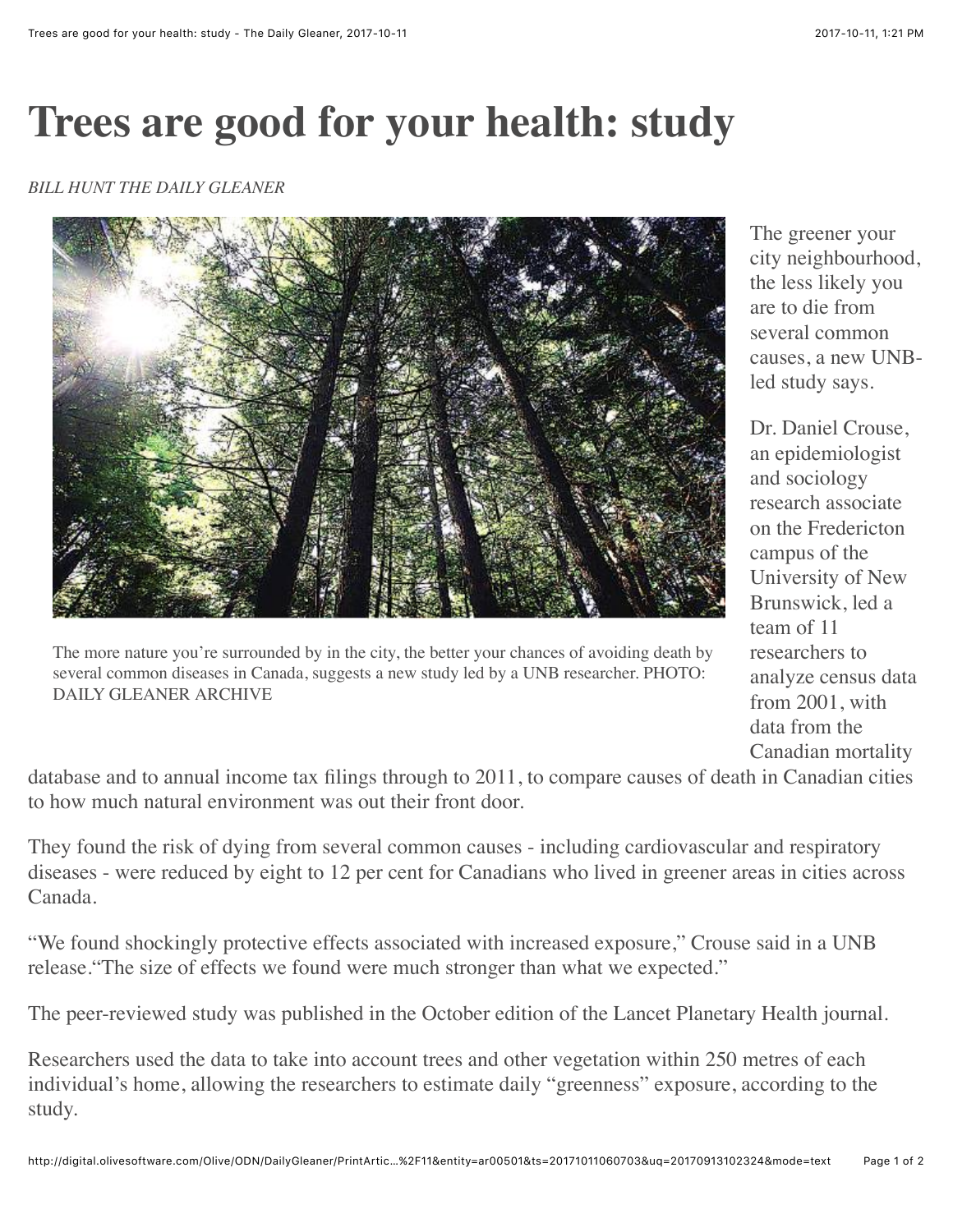# Trees are good for your health: study

*BILL HUNT THE DAILY GLEANER*

The more nature you're surrounded by in the city, the better your chances of avoiding death by several common diseases in Canada, suggests a new study led by a UNB researcher. PHOTO: DAILY GLEANER ARCHIVE

The greener your city neighbourhood, the less likely you are to die from several common causes, a new UNB-led study says.

Dr. Daniel Crouse, an epidemiologist and sociology research associate on the Fredericton campus of the University of New Brunswick, led a team of 11 researchers to analyze census data from 2001, with data from the Canadian mortality database and to annual income tax filings through to 2011, to compare causes of death in Canadian cities to how much natural environment was out their front door.

They found the risk of dying from several common causes - including cardiovascular and respiratory diseases - were reduced by eight to 12 per cent for Canadians who lived in greener areas in cities across Canada.

"We found shockingly protective effects associated with increased exposure," Crouse said in a UNB release."The size of effects we found were much stronger than what we expected."

The peer-reviewed study was published in the October edition of the Lancet Planetary Health journal.

Researchers used the data to take into account trees and other vegetation within 250 metres of each individual's home, allowing the researchers to estimate daily "greenness" exposure, according to the study.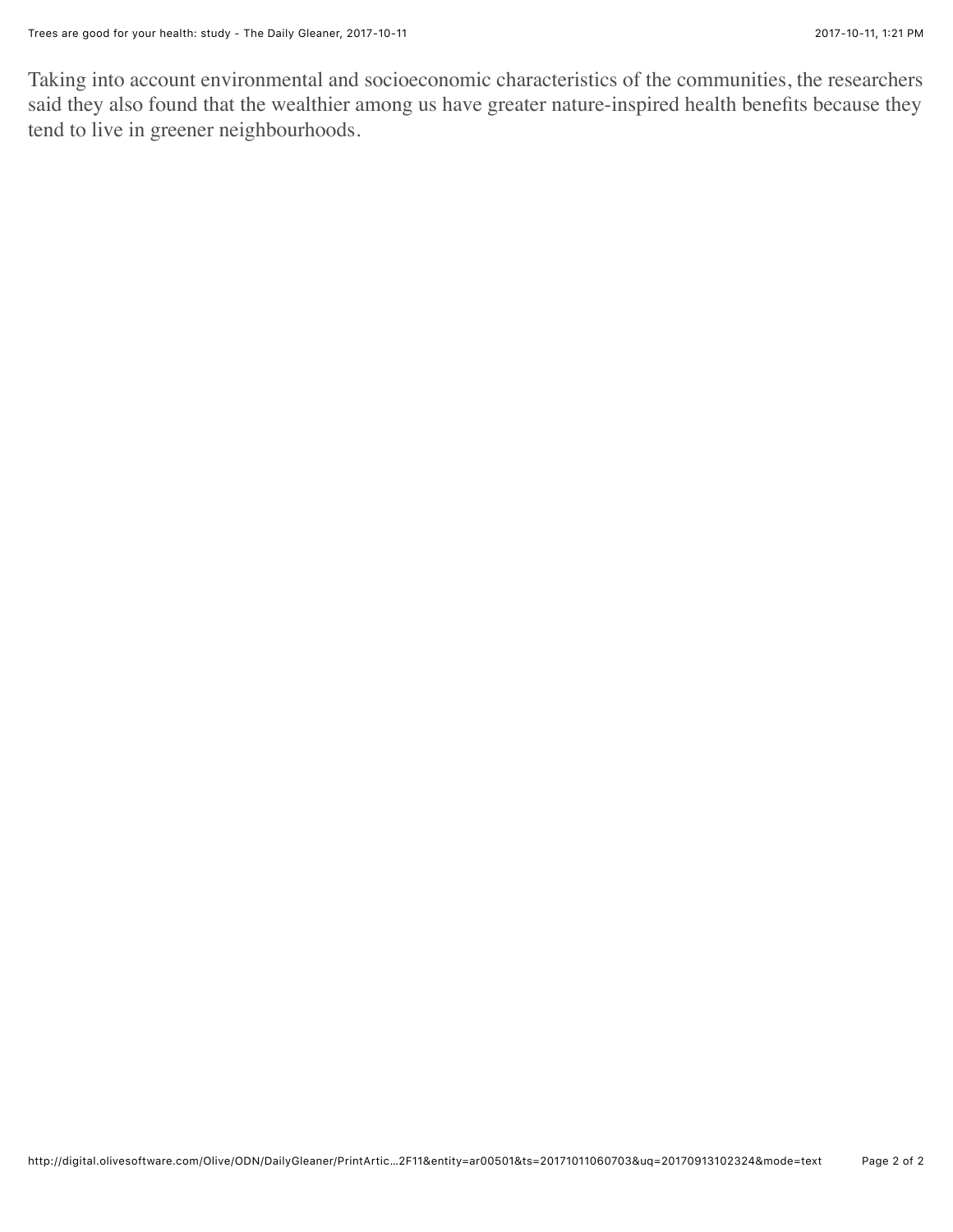Taking into account environmental and socioeconomic characteristics of the communities, the researchers said they also found that the wealthier among us have greater nature-inspired health benefits because they tend to live in greener neighbourhoods.